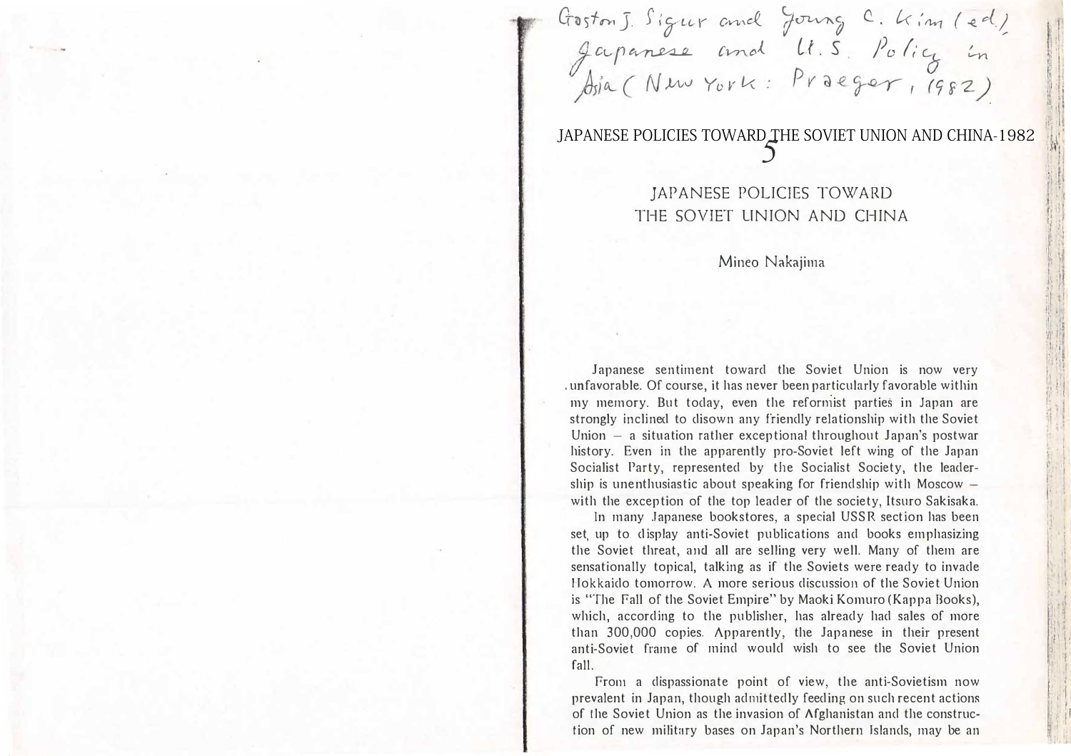Gaston J. Sigur and Young C. Kim (ed.) Japanese and U.S. Policy in Asia (New York: Praeger, 1982)

JAPANESE POLICIES TOWARD THE SOVIET UNION AND CHINA-1982

# 5

# JAPANESE POLICIES TOWARD THE SOVIET UNION AND CHINA

Mineo Nakajima

Japanese sentiment toward the Soviet Union is now very unfavorable. Of course, it has never been particularly favorable within my memory. But today, even the reformist parties in Japan are strongly inclined to disown any friendly relationship with the Soviet Union – a situation rather exceptional throughout Japan's postwar history. Even in the apparently pro-Soviet left wing of the Japan Socialist Party, represented by the Socialist Society, the leadership is unenthusiastic about speaking for friendship with Moscow – with the exception of the top leader of the society, Itsuro Sakisaka.

In many Japanese bookstores, a special USSR section has been set up to display anti-Soviet publications and books emphasizing the Soviet threat, and all are selling very well. Many of them are sensationally topical, talking as if the Soviets were ready to invade Hokkaido tomorrow. A more serious discussion of the Soviet Union is "The Fall of the Soviet Empire" by Maoki Komuro (Kappa Books), which, according to the publisher, has already had sales of more than 300,000 copies. Apparently, the Japanese in their present anti-Soviet frame of mind would wish to see the Soviet Union fall.

From a dispassionate point of view, the anti-Sovietism now prevalent in Japan, though admittedly feeding on such recent actions of the Soviet Union as the invasion of Afghanistan and the construction of new military bases on Japan's Northern Islands, may be an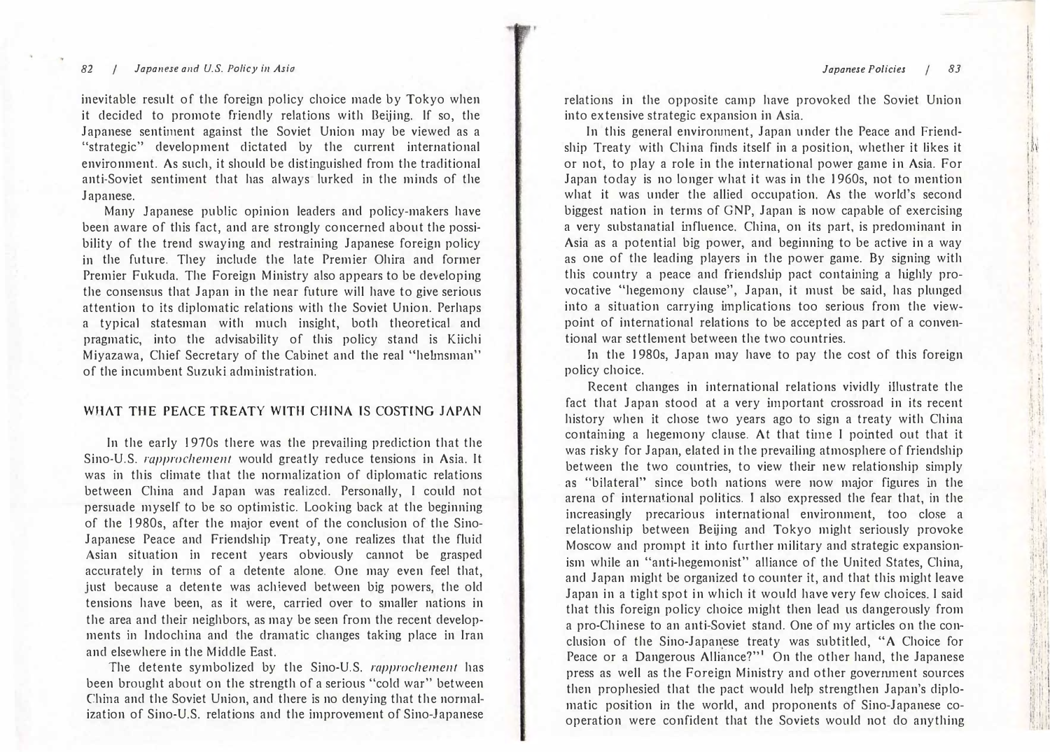inevitable result of the foreign policy choice made by Tokyo when it decided to promote friendly relations with Beijing. If so, the Japanese sentiment against the Soviet Union may be viewed as a "strategic" development dictated by the current international environment. As such, it should be distinguished from the traditional anti-Soviet sentiment that has always lurked in the minds of the Japanese.

Many Japanese public opinion leaders and policy-makers have been aware of this fact, and are strongly concerned about the possibility of the trend swaying and restraining Japanese foreign policy in the future. They include the late Premier Ohira and former Premier Fukuda. The Foreign Ministry also appears to be developing the consensus that Japan in the near future will have to give serious attention to its diplomatic relations with the Soviet Union. Perhaps a typical statesman with much insight, both theoretical and pragmatic, into the advisability of this policy stand is Kiichi Miyazawa, Chief Secretary of the Cabinet and the real "helmsman" of the incumbent Suzuki administration.

## WHAT THE PEACE TREATY WITH CHINA IS COSTING JAPAN

In the early 1970s there was the prevailing prediction that the Sino-U.S. *rapprochement* would greatly reduce tensions in Asia. It was in this climate that the normalization of diplomatic relations between China and Japan was realized. Personally, I could not persuade myself to be so optimistic. Looking back at the beginning of the 1980s, after the major event of the conclusion of the Sino-Japanese Peace and Friendship Treaty, one realizes that the fluid Asian situation in recent years obviously cannot be grasped accurately in terms of a detente alone. One may even feel that, just because a detente was achieved between big powers, the old tensions have been, as it were, carried over to smaller nations in the area and their neighbors, as may be seen from the recent developments in Indochina and the dramatic changes taking place in Iran and elsewhere in the Middle East.

The detente symbolized by the Sino-U.S. *rapprochement* has been brought about on the strength of a serious "cold war" between China and the Soviet Union, and there is no denying that the normalization of Sino-U.S. relations and the improvement of Sino-Japanese relations in the opposite camp have provoked the Soviet Union into extensive strategic expansion in Asia.

In this general environment, Japan under the Peace and Friendship Treaty with China finds itself in a position, whether it likes it or not, to play a role in the international power game in Asia. For Japan today is no longer what it was in the 1960s, not to mention what it was under the allied occupation. As the world's second biggest nation in terms of GNP, Japan is now capable of exercising a very substanatial influence. China, on its part, is predominant in Asia as a potential big power, and beginning to be active in a way as one of the leading players in the power game. By signing with this country a peace and friendship pact containing a highly provocative "hegemony clause", Japan, it must be said, has plunged into a situation carrying implications too serious from the viewpoint of international relations to be accepted as part of a conventional war settlement between the two countries.

In the 1980s, Japan may have to pay the cost of this foreign policy choice.

Recent changes in international relations vividly illustrate the fact that Japan stood at a very important crossroad in its recent history when it chose two years ago to sign a treaty with China containing a hegemony clause. At that time I pointed out that it was risky for Japan, elated in the prevailing atmosphere of friendship between the two countries, to view their new relationship simply as "bilateral" since both nations were now major figures in the arena of international politics. I also expressed the fear that, in the increasingly precarious international environment, too close a relationship between Beijing and Tokyo might seriously provoke Moscow and prompt it into further military and strategic expansionism while an "anti-hegemonist" alliance of the United States, China, and Japan might be organized to counter it, and that this might leave Japan in a tight spot in which it would have very few choices. I said that this foreign policy choice might then lead us dangerously from a pro-Chinese to an anti-Soviet stand. One of my articles on the conclusion of the Sino-Japanese treaty was subtitled, "A Choice for Peace or a Dangerous Alliance?"[1] On the other hand, the Japanese press as well as the Foreign Ministry and other government sources then prophesied that the pact would help strengthen Japan's diplomatic position in the world, and proponents of Sino-Japanese cooperation were confident that the Soviets would not do anything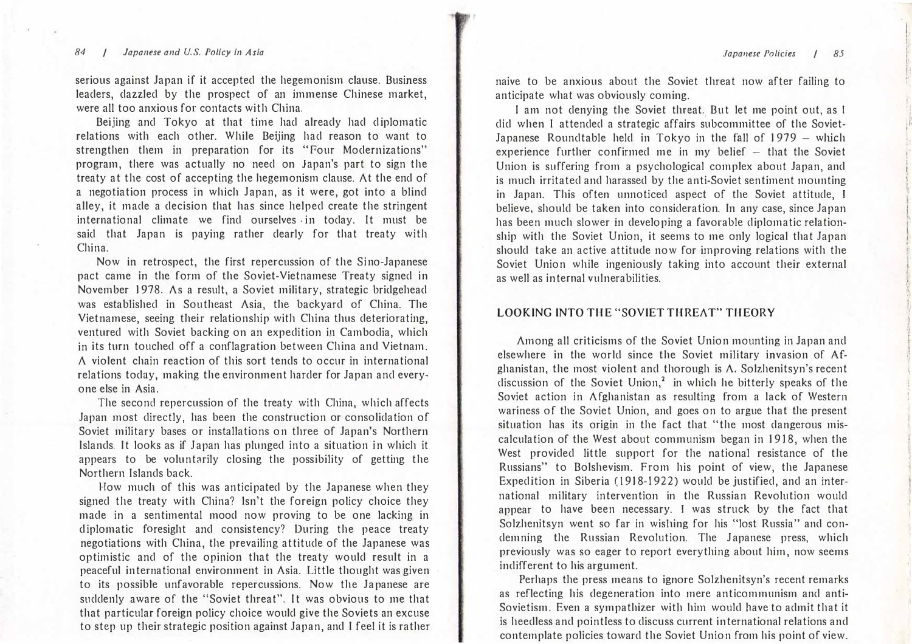serious against Japan if it accepted the hegemonism clause. Business leaders, dazzled by the prospect of an immense Chinese market, were all too anxious for contacts with China.

Beijing and Tokyo at that time had already had diplomatic relations with each other. While Beijing had reason to want to strengthen them in preparation for its "Four Modernizations" program, there was actually no need on Japan's part to sign the treaty at the cost of accepting the hegemonism clause. At the end of a negotiation process in which Japan, as it were, got into a blind alley, it made a decision that has since helped create the stringent international climate we find ourselves in today. It must be said that Japan is paying rather dearly for that treaty with China.

Now in retrospect, the first repercussion of the Sino-Japanese pact came in the form of the Soviet-Vietnamese Treaty signed in November 1978. As a result, a Soviet military, strategic bridgehead was established in Southeast Asia, the backyard of China. The Vietnamese, seeing their relationship with China thus deteriorating, ventured with Soviet backing on an expedition in Cambodia, which in its turn touched off a conflagration between China and Vietnam. A violent chain reaction of this sort tends to occur in international relations today, making the environment harder for Japan and everyone else in Asia.

The second repercussion of the treaty with China, which affects Japan most directly, has been the construction or consolidation of Soviet military bases or installations on three of Japan's Northern Islands. It looks as if Japan has plunged into a situation in which it appears to be voluntarily closing the possibility of getting the Northern Islands back.

How much of this was anticipated by the Japanese when they signed the treaty with China? Isn't the foreign policy choice they made in a sentimental mood now proving to be one lacking in diplomatic foresight and consistency? During the peace treaty negotiations with China, the prevailing attitude of the Japanese was optimistic and of the opinion that the treaty would result in a peaceful international environment in Asia. Little thought was given to its possible unfavorable repercussions. Now the Japanese are suddenly aware of the "Soviet threat". It was obvious to me that that particular foreign policy choice would give the Soviets an excuse to step up their strategic position against Japan, and I feel it is rather naive to be anxious about the Soviet threat now after failing to anticipate what was obviously coming.

I am not denying the Soviet threat. But let me point out, as I did when I attended a strategic affairs subcommittee of the Soviet-Japanese Roundtable held in Tokyo in the fall of 1979 – which experience further confirmed me in my belief – that the Soviet Union is suffering from a psychological complex about Japan, and is much irritated and harassed by the anti-Soviet sentiment mounting in Japan. This often unnoticed aspect of the Soviet attitude, I believe, should be taken into consideration. In any case, since Japan has been much slower in developing a favorable diplomatic relationship with the Soviet Union, it seems to me only logical that Japan should take an active attitude now for improving relations with the Soviet Union while ingeniously taking into account their external as well as internal vulnerabilities.

## LOOKING INTO THE "SOVIET THREAT" THEORY

Among all criticisms of the Soviet Union mounting in Japan and elsewhere in the world since the Soviet military invasion of Afghanistan, the most violent and thorough is A. Solzhenitsyn's recent discussion of the Soviet Union,[2] in which he bitterly speaks of the Soviet action in Afghanistan as resulting from a lack of Western wariness of the Soviet Union, and goes on to argue that the present situation has its origin in the fact that "the most dangerous miscalculation of the West about communism began in 1918, when the West provided little support for the national resistance of the Russians" to Bolshevism. From his point of view, the Japanese Expedition in Siberia (1918-1922) would be justified, and an international military intervention in the Russian Revolution would appear to have been necessary. I was struck by the fact that Solzhenitsyn went so far in wishing for his "lost Russia" and condemning the Russian Revolution. The Japanese press, which previously was so eager to report everything about him, now seems indifferent to his argument.

Perhaps the press means to ignore Solzhenitsyn's recent remarks as reflecting his degeneration into mere anticommunism and anti-Sovietism. Even a sympathizer with him would have to admit that it is heedless and pointless to discuss current international relations and contemplate policies toward the Soviet Union from his point of view.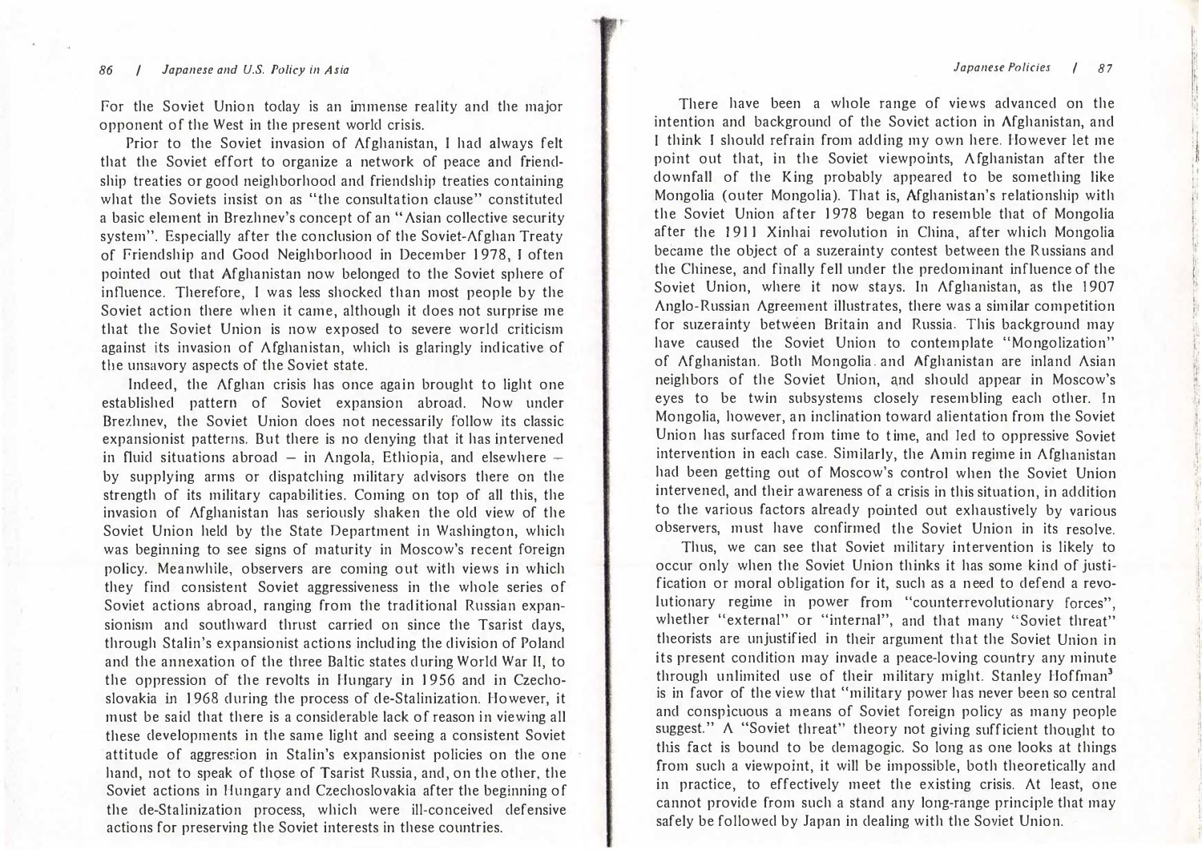For the Soviet Union today is an immense reality and the major opponent of the West in the present world crisis.

Prior to the Soviet invasion of Afghanistan, I had always felt that the Soviet effort to organize a network of peace and friendship treaties or good neighborhood and friendship treaties containing what the Soviets insist on as "the consultation clause" constituted a basic element in Brezhnev's concept of an "Asian collective security system". Especially after the conclusion of the Soviet-Afghan Treaty of Friendship and Good Neighborhood in December 1978, I often pointed out that Afghanistan now belonged to the Soviet sphere of influence. Therefore, I was less shocked than most people by the Soviet action there when it came, although it does not surprise me that the Soviet Union is now exposed to severe world criticism against its invasion of Afghanistan, which is glaringly indicative of the unsavory aspects of the Soviet state.

Indeed, the Afghan crisis has once again brought to light one established pattern of Soviet expansion abroad. Now under Brezhnev, the Soviet Union does not necessarily follow its classic expansionist patterns. But there is no denying that it has intervened in fluid situations abroad – in Angola, Ethiopia, and elsewhere – by supplying arms or dispatching military advisors there on the strength of its military capabilities. Coming on top of all this, the invasion of Afghanistan has seriously shaken the old view of the Soviet Union held by the State Department in Washington, which was beginning to see signs of maturity in Moscow's recent foreign policy. Meanwhile, observers are coming out with views in which they find consistent Soviet aggressiveness in the whole series of Soviet actions abroad, ranging from the traditional Russian expansionism and southward thrust carried on since the Tsarist days, through Stalin's expansionist actions including the division of Poland and the annexation of the three Baltic states during World War II, to the oppression of the revolts in Hungary in 1956 and in Czechoslovakia in 1968 during the process of de-Stalinization. However, it must be said that there is a considerable lack of reason in viewing all these developments in the same light and seeing a consistent Soviet attitude of aggression in Stalin's expansionist policies on the one hand, not to speak of those of Tsarist Russia, and, on the other, the Soviet actions in Hungary and Czechoslovakia after the beginning of the de-Stalinization process, which were ill-conceived defensive actions for preserving the Soviet interests in these countries.

There have been a whole range of views advanced on the intention and background of the Soviet action in Afghanistan, and I think I should refrain from adding my own here. However let me point out that, in the Soviet viewpoints, Afghanistan after the downfall of the King probably appeared to be something like Mongolia (outer Mongolia). That is, Afghanistan's relationship with the Soviet Union after 1978 began to resemble that of Mongolia after the 1911 Xinhai revolution in China, after which Mongolia became the object of a suzerainty contest between the Russians and the Chinese, and finally fell under the predominant influence of the Soviet Union, where it now stays. In Afghanistan, as the 1907 Anglo-Russian Agreement illustrates, there was a similar competition for suzerainty between Britain and Russia. This background may have caused the Soviet Union to contemplate "Mongolization" of Afghanistan. Both Mongolia and Afghanistan are inland Asian neighbors of the Soviet Union, and should appear in Moscow's eyes to be twin subsystems closely resembling each other. In Mongolia, however, an inclination toward alientation from the Soviet Union has surfaced from time to time, and led to oppressive Soviet intervention in each case. Similarly, the Amin regime in Afghanistan had been getting out of Moscow's control when the Soviet Union intervened, and their awareness of a crisis in this situation, in addition to the various factors already pointed out exhaustively by various observers, must have confirmed the Soviet Union in its resolve.

Thus, we can see that Soviet military intervention is likely to occur only when the Soviet Union thinks it has some kind of justification or moral obligation for it, such as a need to defend a revolutionary regime in power from "counterrevolutionary forces", whether "external" or "internal", and that many "Soviet threat" theorists are unjustified in their argument that the Soviet Union in its present condition may invade a peace-loving country any minute through unlimited use of their military might. Stanley Hoffman[3] is in favor of the view that "military power has never been so central and conspicuous a means of Soviet foreign policy as many people suggest." A "Soviet threat" theory not giving sufficient thought to this fact is bound to be demagogic. So long as one looks at things from such a viewpoint, it will be impossible, both theoretically and in practice, to effectively meet the existing crisis. At least, one cannot provide from such a stand any long-range principle that may safely be followed by Japan in dealing with the Soviet Union.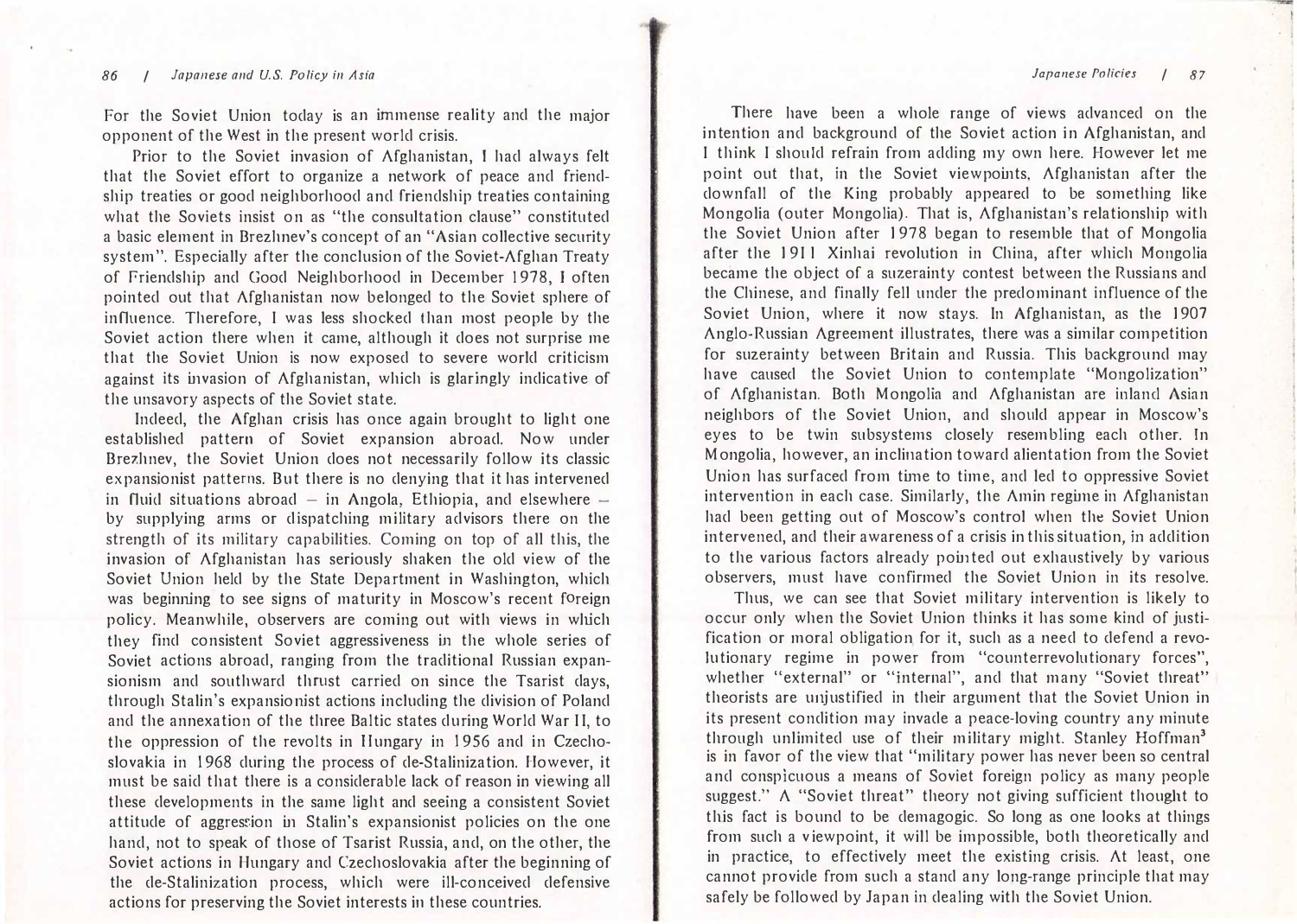For the Soviet Union today is an immense reality and the major opponent of the West in the present world crisis.

Prior to the Soviet invasion of Afghanistan, I had always felt that the Soviet effort to organize a network of peace and friendship treaties or good neighborhood and friendship treaties containing what the Soviets insist on as "the consultation clause" constituted a basic element in Brezhnev's concept of an "Asian collective security system". Especially after the conclusion of the Soviet-Afghan Treaty of Friendship and Good Neighborhood in December 1978, I often pointed out that Afghanistan now belonged to the Soviet sphere of influence. Therefore, I was less shocked than most people by the Soviet action there when it came, although it does not surprise me that the Soviet Union is now exposed to severe world criticism against its invasion of Afghanistan, which is glaringly indicative of the unsavory aspects of the Soviet state.

Indeed, the Afghan crisis has once again brought to light one established pattern of Soviet expansion abroad. Now under Brezhnev, the Soviet Union does not necessarily follow its classic expansionist patterns. But there is no denying that it has intervened in fluid situations abroad – in Angola, Ethiopia, and elsewhere – by supplying arms or dispatching military advisors there on the strength of its military capabilities. Coming on top of all this, the invasion of Afghanistan has seriously shaken the old view of the Soviet Union held by the State Department in Washington, which was beginning to see signs of maturity in Moscow's recent foreign policy. Meanwhile, observers are coming out with views in which they find consistent Soviet aggressiveness in the whole series of Soviet actions abroad, ranging from the traditional Russian expansionism and southward thrust carried on since the Tsarist days, through Stalin's expansionist actions including the division of Poland and the annexation of the three Baltic states during World War II, to the oppression of the revolts in Hungary in 1956 and in Czechoslovakia in 1968 during the process of de-Stalinization. However, it must be said that there is a considerable lack of reason in viewing all these developments in the same light and seeing a consistent Soviet attitude of aggression in Stalin's expansionist policies on the one hand, not to speak of those of Tsarist Russia, and, on the other, the Soviet actions in Hungary and Czechoslovakia after the beginning of the de-Stalinization process, which were ill-conceived defensive actions for preserving the Soviet interests in these countries.

There have been a whole range of views advanced on the intention and background of the Soviet action in Afghanistan, and I think I should refrain from adding my own here. However let me point out that, in the Soviet viewpoints, Afghanistan after the downfall of the King probably appeared to be something like Mongolia (outer Mongolia). That is, Afghanistan's relationship with the Soviet Union after 1978 began to resemble that of Mongolia after the 1911 Xinhai revolution in China, after which Mongolia became the object of a suzerainty contest between the Russians and the Chinese, and finally fell under the predominant influence of the Soviet Union, where it now stays. In Afghanistan, as the 1907 Anglo-Russian Agreement illustrates, there was a similar competition for suzerainty between Britain and Russia. This background may have caused the Soviet Union to contemplate "Mongolization" of Afghanistan. Both Mongolia and Afghanistan are inland Asian neighbors of the Soviet Union, and should appear in Moscow's eyes to be twin subsystems closely resembling each other. In Mongolia, however, an inclination toward alientation from the Soviet Union has surfaced from time to time, and led to oppressive Soviet intervention in each case. Similarly, the Amin regime in Afghanistan had been getting out of Moscow's control when the Soviet Union intervened, and their awareness of a crisis in this situation, in addition to the various factors already pointed out exhaustively by various observers, must have confirmed the Soviet Union in its resolve.

Thus, we can see that Soviet military intervention is likely to occur only when the Soviet Union thinks it has some kind of justification or moral obligation for it, such as a need to defend a revolutionary regime in power from "counterrevolutionary forces", whether "external" or "internal", and that many "Soviet threat" theorists are unjustified in their argument that the Soviet Union in its present condition may invade a peace-loving country any minute through unlimited use of their military might. Stanley Hoffman[3] is in favor of the view that "military power has never been so central and conspicuous a means of Soviet foreign policy as many people suggest." A "Soviet threat" theory not giving sufficient thought to this fact is bound to be demagogic. So long as one looks at things from such a viewpoint, it will be impossible, both theoretically and in practice, to effectively meet the existing crisis. At least, one cannot provide from such a stand any long-range principle that may safely be followed by Japan in dealing with the Soviet Union.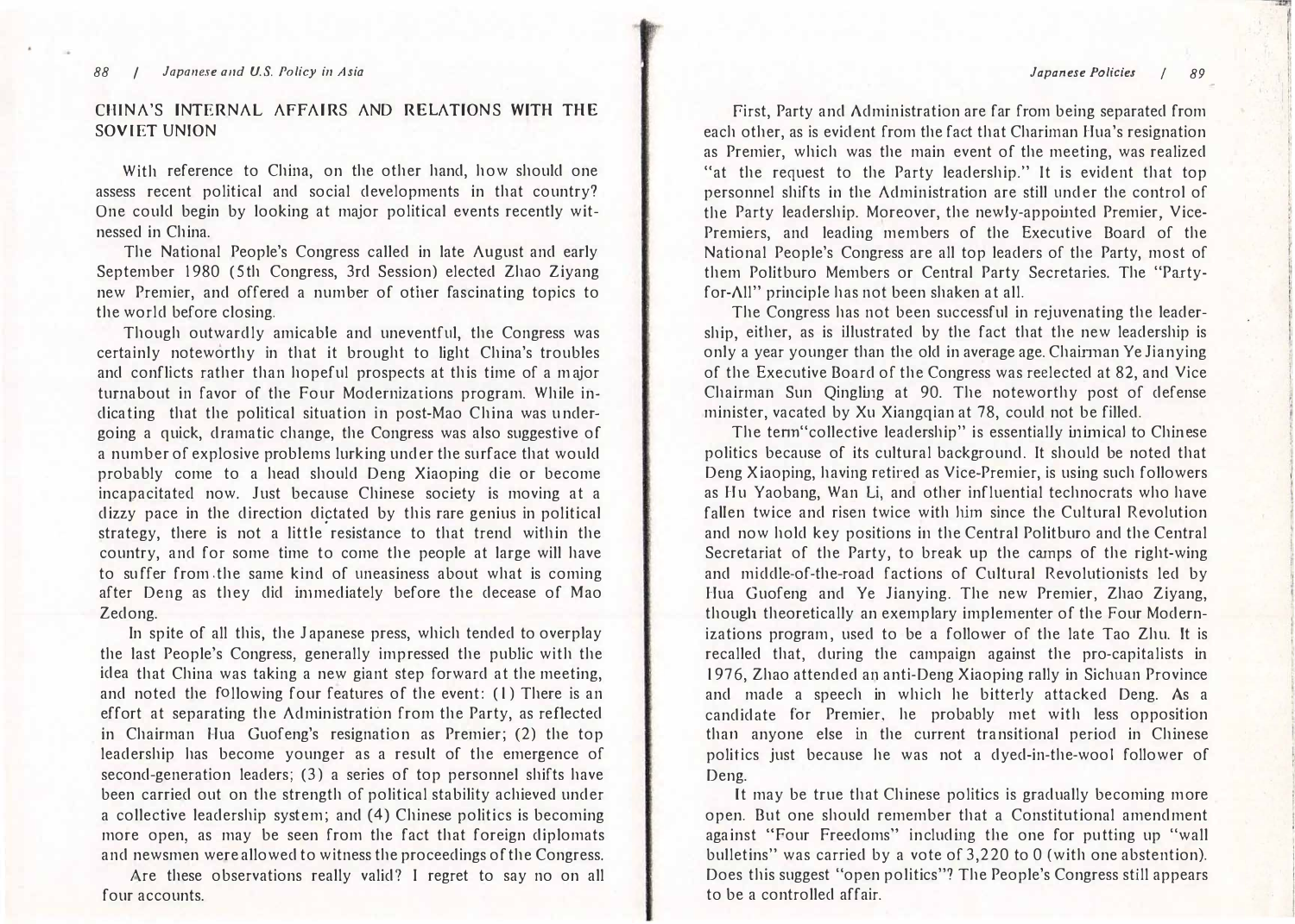## CHINA'S INTERNAL AFFAIRS AND RELATIONS WITH THE SOVIET UNION

With reference to China, on the other hand, how should one assess recent political and social developments in that country? One could begin by looking at major political events recently witnessed in China.

The National People's Congress called in late August and early September 1980 (5th Congress, 3rd Session) elected Zhao Ziyang new Premier, and offered a number of other fascinating topics to the world before closing.

Though outwardly amicable and uneventful, the Congress was certainly noteworthy in that it brought to light China's troubles and conflicts rather than hopeful prospects at this time of a major turnabout in favor of the Four Modernizations program. While indicating that the political situation in post-Mao China was undergoing a quick, dramatic change, the Congress was also suggestive of a number of explosive problems lurking under the surface that would probably come to a head should Deng Xiaoping die or become incapacitated now. Just because Chinese society is moving at a dizzy pace in the direction dictated by this rare genius in political strategy, there is not a little resistance to that trend within the country, and for some time to come the people at large will have to suffer from the same kind of uneasiness about what is coming after Deng as they did immediately before the decease of Mao Zedong.

In spite of all this, the Japanese press, which tended to overplay the last People's Congress, generally impressed the public with the idea that China was taking a new giant step forward at the meeting, and noted the following four features of the event: (1) There is an effort at separating the Administration from the Party, as reflected in Chairman Hua Guofeng's resignation as Premier; (2) the top leadership has become younger as a result of the emergence of second-generation leaders; (3) a series of top personnel shifts have been carried out on the strength of political stability achieved under a collective leadership system; and (4) Chinese politics is becoming more open, as may be seen from the fact that foreign diplomats and newsmen were allowed to witness the proceedings of the Congress.

Are these observations really valid? I regret to say no on all four accounts.

First, Party and Administration are far from being separated from each other, as is evident from the fact that Chariman Hua's resignation as Premier, which was the main event of the meeting, was realized "at the request to the Party leadership." It is evident that top personnel shifts in the Administration are still under the control of the Party leadership. Moreover, the newly-appointed Premier, Vice-Premiers, and leading members of the Executive Board of the National People's Congress are all top leaders of the Party, most of them Politburo Members or Central Party Secretaries. The "Party-for-All" principle has not been shaken at all.

The Congress has not been successful in rejuvenating the leadership, either, as is illustrated by the fact that the new leadership is only a year younger than the old in average age. Chairman Ye Jianying of the Executive Board of the Congress was reelected at 82, and Vice Chairman Sun Qingling at 90. The noteworthy post of defense minister, vacated by Xu Xiangqian at 78, could not be filled.

The term "collective leadership" is essentially inimical to Chinese politics because of its cultural background. It should be noted that Deng Xiaoping, having retired as Vice-Premier, is using such followers as Hu Yaobang, Wan Li, and other influential technocrats who have fallen twice and risen twice with him since the Cultural Revolution and now hold key positions in the Central Politburo and the Central Secretariat of the Party, to break up the camps of the right-wing and middle-of-the-road factions of Cultural Revolutionists led by Hua Guofeng and Ye Jianying. The new Premier, Zhao Ziyang, though theoretically an exemplary implementer of the Four Modernizations program, used to be a follower of the late Tao Zhu. It is recalled that, during the campaign against the pro-capitalists in 1976, Zhao attended an anti-Deng Xiaoping rally in Sichuan Province and made a speech in which he bitterly attacked Deng. As a candidate for Premier, he probably met with less opposition than anyone else in the current transitional period in Chinese politics just because he was not a dyed-in-the-wool follower of Deng.

It may be true that Chinese politics is gradually becoming more open. But one should remember that a Constitutional amendment against "Four Freedoms" including the one for putting up "wall bulletins" was carried by a vote of 3,220 to 0 (with one abstention). Does this suggest "open politics"? The People's Congress still appears to be a controlled affair.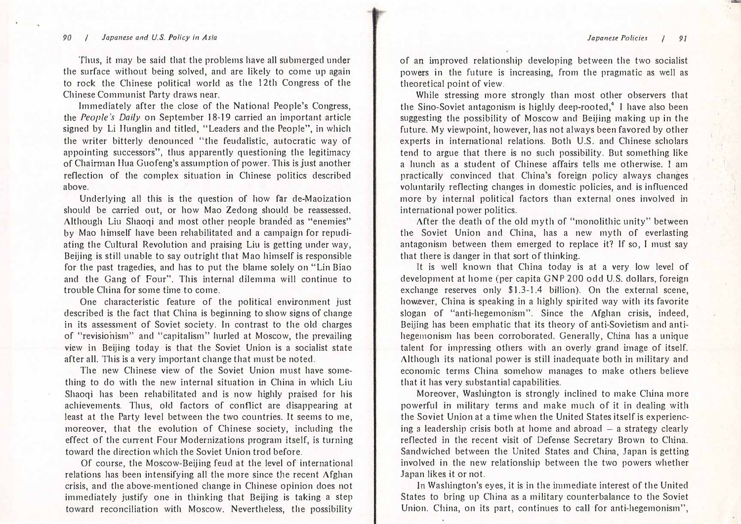Thus, it may be said that the problems have all submerged under the surface without being solved, and are likely to come up again to rock the Chinese political world as the 12th Congress of the Chinese Communist Party draws near.

Immediately after the close of the National People's Congress, the *People's Daily* on September 18-19 carried an important article signed by Li Hunglin and titled, "Leaders and the People", in which the writer bitterly denounced "the feudalistic, autocratic way of appointing successors", thus apparently questioning the legitimacy of Chairman Hua Guofeng's assumption of power. This is just another reflection of the complex situation in Chinese politics described above.

Underlying all this is the question of how far de-Maoization should be carried out, or how Mao Zedong should be reassessed. Although Liu Shaoqi and most other people branded as "enemies" by Mao himself have been rehabilitated and a campaign for repudiating the Cultural Revolution and praising Liu is getting under way, Beijing is still unable to say outright that Mao himself is responsible for the past tragedies, and has to put the blame solely on "Lin Biao and the Gang of Four". This internal dilemma will continue to trouble China for some time to come.

One characteristic feature of the political environment just described is the fact that China is beginning to show signs of change in its assessment of Soviet society. In contrast to the old charges of "revisionism" and "capitalism" hurled at Moscow, the prevailing view in Beijing today is that the Soviet Union is a socialist state after all. This is a very important change that must be noted.

The new Chinese view of the Soviet Union must have something to do with the new internal situation in China in which Liu Shaoqi has been rehabilitated and is now highly praised for his achievements. Thus, old factors of conflict are disappearing at least at the Party level between the two countries. It seems to me, moreover, that the evolution of Chinese society, including the effect of the current Four Modernizations program itself, is turning toward the direction which the Soviet Union trod before.

Of course, the Moscow-Beijing feud at the level of international relations has been intensifying all the more since the recent Afghan crisis, and the above-mentioned change in Chinese opinion does not immediately justify one in thinking that Beijing is taking a step toward reconciliation with Moscow. Nevertheless, the possibility of an improved relationship developing between the two socialist powers in the future is increasing, from the pragmatic as well as theoretical point of view.

While stressing more strongly than most other observers that the Sino-Soviet antagonism is highly deep-rooted,[4] I have also been suggesting the possibility of Moscow and Beijing making up in the future. My viewpoint, however, has not always been favored by other experts in international relations. Both U.S. and Chinese scholars tend to argue that there is no such possibility. But something like a hunch as a student of Chinese affairs tells me otherwise. I am practically convinced that China's foreign policy always changes voluntarily reflecting changes in domestic policies, and is influenced more by internal political factors than external ones involved in international power politics.

After the death of the old myth of "monolithic unity" between the Soviet Union and China, has a new myth of everlasting antagonism between them emerged to replace it? If so, I must say that there is danger in that sort of thinking.

It is well known that China today is at a very low level of development at home (per capita GNP 200 odd U.S. dollars, foreign exchange reserves only $1.3-1.4 billion). On the external scene, however, China is speaking in a highly spirited way with its favorite slogan of "anti-hegemonism". Since the Afghan crisis, indeed, Beijing has been emphatic that its theory of anti-Sovietism and anti-hegemonism has been corroborated. Generally, China has a unique talent for impressing others with an overly grand image of itself. Although its national power is still inadequate both in military and economic terms China somehow manages to make others believe that it has very substantial capabilities.

Moreover, Washington is strongly inclined to make China more powerful in military terms and make much of it in dealing with the Soviet Union at a time when the United States itself is experiencing a leadership crisis both at home and abroad – a strategy clearly reflected in the recent visit of Defense Secretary Brown to China. Sandwiched between the United States and China, Japan is getting involved in the new relationship between the two powers whether Japan likes it or not.

In Washington's eyes, it is in the immediate interest of the United States to bring up China as a military counterbalance to the Soviet Union. China, on its part, continues to call for anti-hegemonism",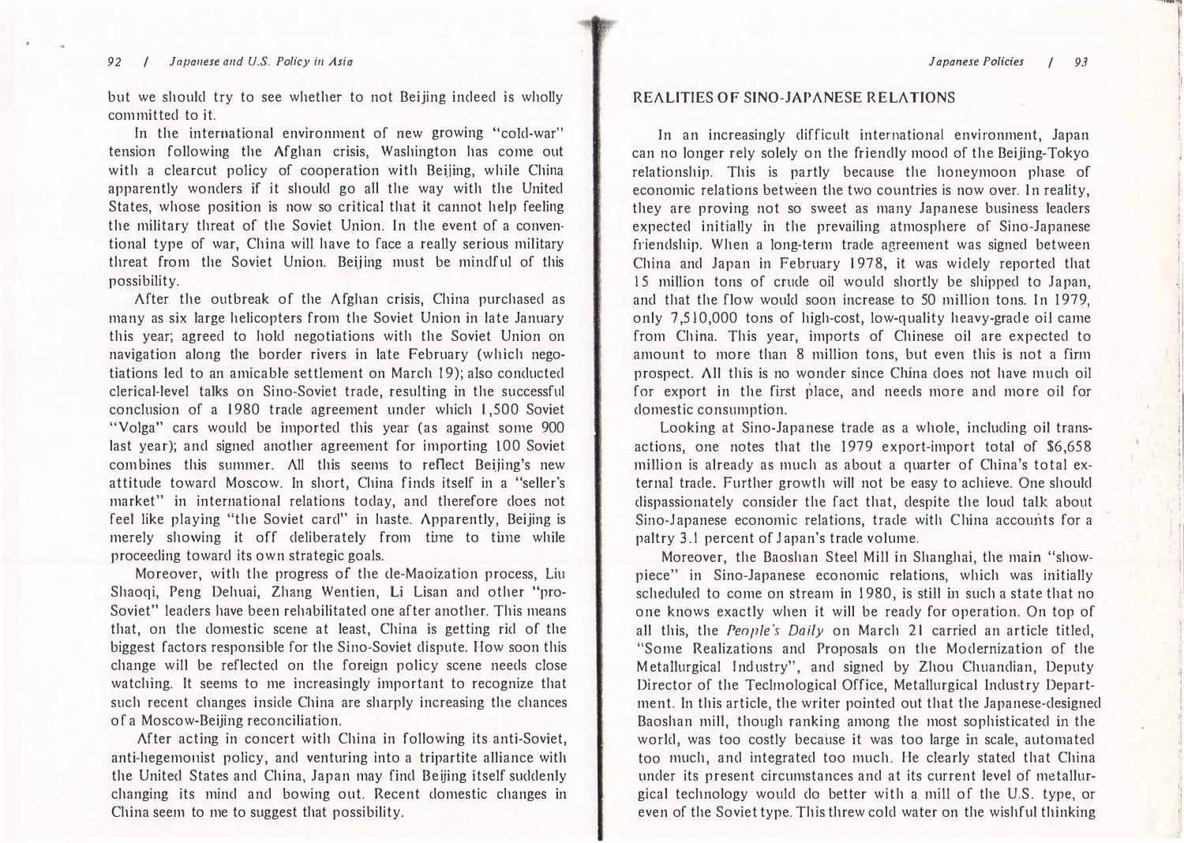but we should try to see whether to not Beijing indeed is wholly committed to it.

In the international environment of new growing "cold-war" tension following the Afghan crisis, Washington has come out with a clearcut policy of cooperation with Beijing, while China apparently wonders if it should go all the way with the United States, whose position is now so critical that it cannot help feeling the military threat of the Soviet Union. In the event of a conventional type of war, China will have to face a really serious military threat from the Soviet Union. Beijing must be mindful of this possibility.

After the outbreak of the Afghan crisis, China purchased as many as six large helicopters from the Soviet Union in late January this year; agreed to hold negotiations with the Soviet Union on navigation along the border rivers in late February (which negotiations led to an amicable settlement on March 19); also conducted clerical-level talks on Sino-Soviet trade, resulting in the successful conclusion of a 1980 trade agreement under which 1,500 Soviet "Volga" cars would be imported this year (as against some 900 last year); and signed another agreement for importing 100 Soviet combines this summer. All this seems to reflect Beijing's new attitude toward Moscow. In short, China finds itself in a "seller's market" in international relations today, and therefore does not feel like playing "the Soviet card" in haste. Apparently, Beijing is merely showing it off deliberately from time to time while proceeding toward its own strategic goals.

Moreover, with the progress of the de-Maoization process, Liu Shaoqi, Peng Dehuai, Zhang Wentien, Li Lisan and other "pro-Soviet" leaders have been rehabilitated one after another. This means that, on the domestic scene at least, China is getting rid of the biggest factors responsible for the Sino-Soviet dispute. How soon this change will be reflected on the foreign policy scene needs close watching. It seems to me increasingly important to recognize that such recent changes inside China are sharply increasing the chances of a Moscow-Beijing reconciliation.

After acting in concert with China in following its anti-Soviet, anti-hegemonist policy, and venturing into a tripartite alliance with the United States and China, Japan may find Beijing itself suddenly changing its mind and bowing out. Recent domestic changes in China seem to me to suggest that possibility.

## REALITIES OF SINO-JAPANESE RELATIONS

In an increasingly difficult international environment, Japan can no longer rely solely on the friendly mood of the Beijing-Tokyo relationship. This is partly because the honeymoon phase of economic relations between the two countries is now over. In reality, they are proving not so sweet as many Japanese business leaders expected initially in the prevailing atmosphere of Sino-Japanese friendship. When a long-term trade agreement was signed between China and Japan in February 1978, it was widely reported that 15 million tons of crude oil would shortly be shipped to Japan, and that the flow would soon increase to 50 million tons. In 1979, only 7,510,000 tons of high-cost, low-quality heavy-grade oil came from China. This year, imports of Chinese oil are expected to amount to more than 8 million tons, but even this is not a firm prospect. All this is no wonder since China does not have much oil for export in the first place, and needs more and more oil for domestic consumption.

Looking at Sino-Japanese trade as a whole, including oil transactions, one notes that the 1979 export-import total of $6,658 million is already as much as about a quarter of China's total external trade. Further growth will not be easy to achieve. One should dispassionately consider the fact that, despite the loud talk about Sino-Japanese economic relations, trade with China accounts for a paltry 3.1 percent of Japan's trade volume.

Moreover, the Baoshan Steel Mill in Shanghai, the main "showpiece" in Sino-Japanese economic relations, which was initially scheduled to come on stream in 1980, is still in such a state that no one knows exactly when it will be ready for operation. On top of all this, the *People's Daily* on March 21 carried an article titled, "Some Realizations and Proposals on the Modernization of the Metallurgical Industry", and signed by Zhou Chuandian, Deputy Director of the Technological Office, Metallurgical Industry Department. In this article, the writer pointed out that the Japanese-designed Baoshan mill, though ranking among the most sophisticated in the world, was too costly because it was too large in scale, automated too much, and integrated too much. He clearly stated that China under its present circumstances and at its current level of metallurgical technology would do better with a mill of the U.S. type, or even of the Soviet type. This threw cold water on the wishful thinking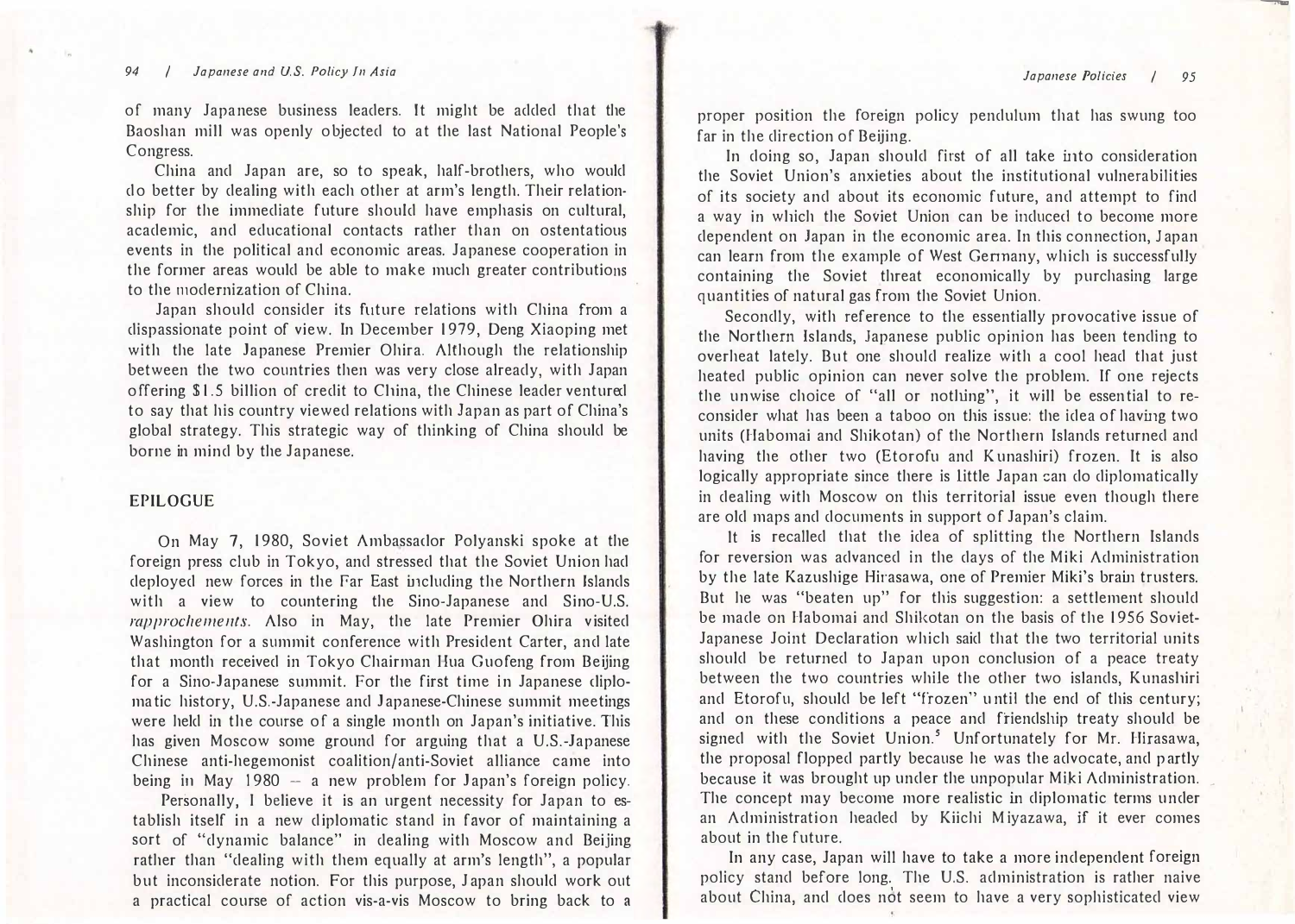of many Japanese business leaders. It might be added that the Baoshan mill was openly objected to at the last National People's Congress.

China and Japan are, so to speak, half-brothers, who would do better by dealing with each other at arm's length. Their relationship for the immediate future should have emphasis on cultural, academic, and educational contacts rather than on ostentatious events in the political and economic areas. Japanese cooperation in the former areas would be able to make much greater contributions to the modernization of China.

Japan should consider its future relations with China from a dispassionate point of view. In December 1979, Deng Xiaoping met with the late Japanese Premier Ohira. Although the relationship between the two countries then was very close already, with Japan offering $1.5 billion of credit to China, the Chinese leader ventured to say that his country viewed relations with Japan as part of China's global strategy. This strategic way of thinking of China should be borne in mind by the Japanese.

## EPILOGUE

On May 7, 1980, Soviet Ambassador Polyanski spoke at the foreign press club in Tokyo, and stressed that the Soviet Union had deployed new forces in the Far East including the Northern Islands with a view to countering the Sino-Japanese and Sino-U.S. *rapprochements*. Also in May, the late Premier Ohira visited Washington for a summit conference with President Carter, and late that month received in Tokyo Chairman Hua Guofeng from Beijing for a Sino-Japanese summit. For the first time in Japanese diplomatic history, U.S.-Japanese and Japanese-Chinese summit meetings were held in the course of a single month on Japan's initiative. This has given Moscow some ground for arguing that a U.S.-Japanese Chinese anti-hegemonist coalition/anti-Soviet alliance came into being in May 1980 – a new problem for Japan's foreign policy.

Personally, I believe it is an urgent necessity for Japan to establish itself in a new diplomatic stand in favor of maintaining a sort of "dynamic balance" in dealing with Moscow and Beijing rather than "dealing with them equally at arm's length", a popular but inconsiderate notion. For this purpose, Japan should work out a practical course of action vis-a-vis Moscow to bring back to a proper position the foreign policy pendulum that has swung too far in the direction of Beijing.

In doing so, Japan should first of all take into consideration the Soviet Union's anxieties about the institutional vulnerabilities of its society and about its economic future, and attempt to find a way in which the Soviet Union can be induced to become more dependent on Japan in the economic area. In this connection, Japan can learn from the example of West Germany, which is successfully containing the Soviet threat economically by purchasing large quantities of natural gas from the Soviet Union.

Secondly, with reference to the essentially provocative issue of the Northern Islands, Japanese public opinion has been tending to overheat lately. But one should realize with a cool head that just heated public opinion can never solve the problem. If one rejects the unwise choice of "all or nothing", it will be essential to reconsider what has been a taboo on this issue: the idea of having two units (Habomai and Shikotan) of the Northern Islands returned and having the other two (Etorofu and Kunashiri) frozen. It is also logically appropriate since there is little Japan can do diplomatically in dealing with Moscow on this territorial issue even though there are old maps and documents in support of Japan's claim.

It is recalled that the idea of splitting the Northern Islands for reversion was advanced in the days of the Miki Administration by the late Kazushige Hirasawa, one of Premier Miki's brain trusters. But he was "beaten up" for this suggestion: a settlement should be made on Habomai and Shikotan on the basis of the 1956 Soviet-Japanese Joint Declaration which said that the two territorial units should be returned to Japan upon conclusion of a peace treaty between the two countries while the other two islands, Kunashiri and Etorofu, should be left "frozen" until the end of this century; and on these conditions a peace and friendship treaty should be signed with the Soviet Union.[5] Unfortunately for Mr. Hirasawa, the proposal flopped partly because he was the advocate, and partly because it was brought up under the unpopular Miki Administration. The concept may become more realistic in diplomatic terms under an Administration headed by Kiichi Miyazawa, if it ever comes about in the future.

In any case, Japan will have to take a more independent foreign policy stand before long. The U.S. administration is rather naive about China, and does not seem to have a very sophisticated view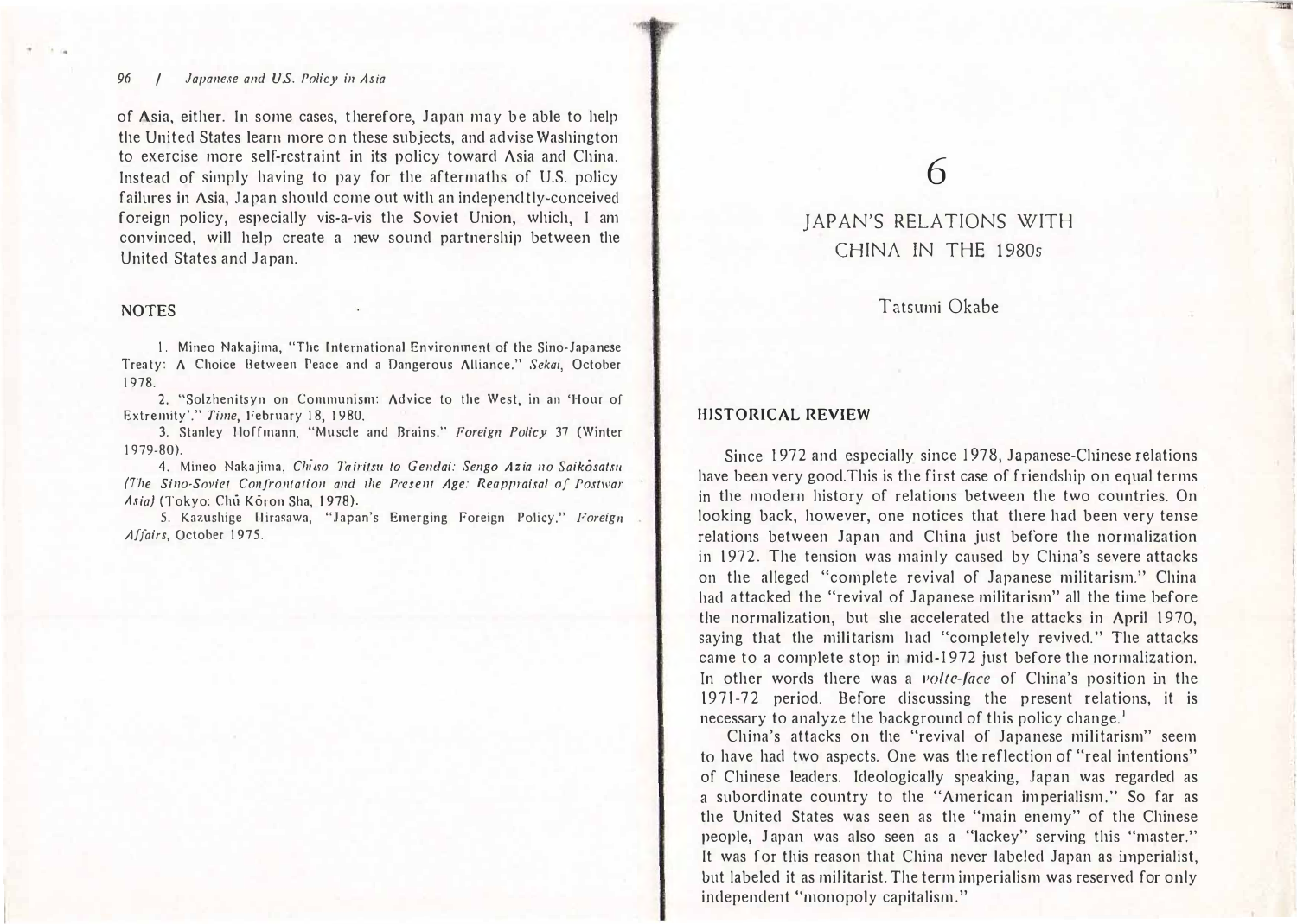of Asia, either. In some cases, therefore, Japan may be able to help the United States learn more on these subjects, and advise Washington to exercise more self-restraint in its policy toward Asia and China. Instead of simply having to pay for the aftermaths of U.S. policy failures in Asia, Japan should come out with an independtly-conceived foreign policy, especially vis-a-vis the Soviet Union, which, I am convinced, will help create a new sound partnership between the United States and Japan.

## NOTES

1. Mineo Nakajima, "The International Environment of the Sino-Japanese Treaty: A Choice Between Peace and a Dangerous Alliance." *Sekai*, October 1978.

2. "Solzhenitsyn on Communism: Advice to the West, in an 'Hour of Extremity'." *Time*, February 18, 1980.

3. Stanley Hoffmann, "Muscle and Brains." *Foreign Policy* 37 (Winter 1979-80).

4. Mineo Nakajima, *Chūso Tairitsu to Gendai: Sengo Azia no Saikōsatsu (The Sino-Soviet Confrontation and the Present Age: Reappraisal of Postwar Asia)* (Tokyo: Chū Kōron Sha, 1978).

5. Kazushige Hirasawa, "Japan's Emerging Foreign Policy." *Foreign Affairs*, October 1975.

# 6

# JAPAN'S RELATIONS WITH CHINA IN THE 1980s

Tatsumi Okabe

## HISTORICAL REVIEW

Since 1972 and especially since 1978, Japanese-Chinese relations have been very good. This is the first case of friendship on equal terms in the modern history of relations between the two countries. On looking back, however, one notices that there had been very tense relations between Japan and China just before the normalization in 1972. The tension was mainly caused by China's severe attacks on the alleged "complete revival of Japanese militarism." China had attacked the "revival of Japanese militarism" all the time before the normalization, but she accelerated the attacks in April 1970, saying that the militarism had "completely revived." The attacks came to a complete stop in mid-1972 just before the normalization. In other words there was a *volte-face* of China's position in the 1971-72 period. Before discussing the present relations, it is necessary to analyze the background of this policy change.[1]

China's attacks on the "revival of Japanese militarism" seem to have had two aspects. One was the reflection of "real intentions" of Chinese leaders. Ideologically speaking, Japan was regarded as a subordinate country to the "American imperialism." So far as the United States was seen as the "main enemy" of the Chinese people, Japan was also seen as a "lackey" serving this "master." It was for this reason that China never labeled Japan as imperialist, but labeled it as militarist. The term imperialism was reserved for only independent "monopoly capitalism."